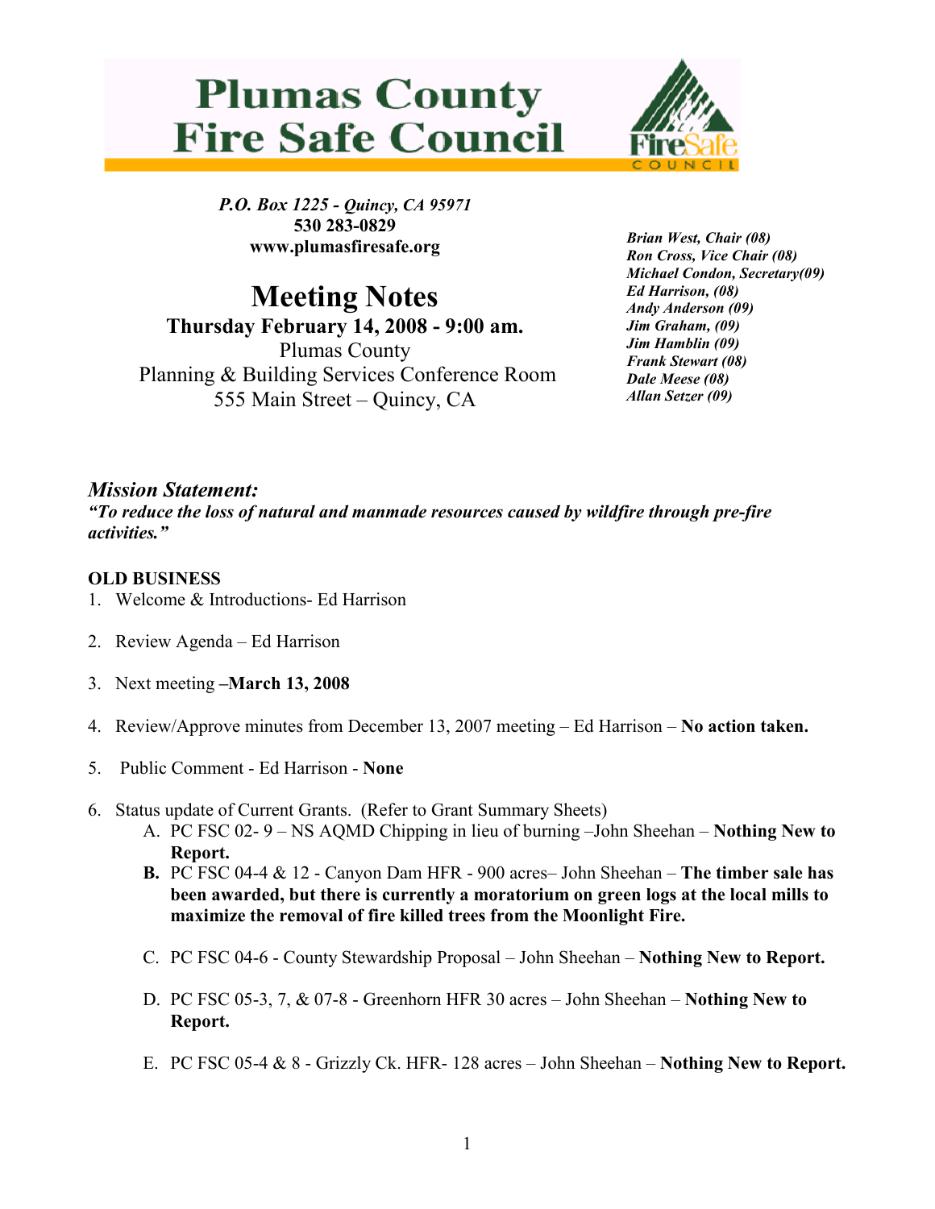# Plumas County Fire Safe Council

*P.O. Box 1225 - Quincy, CA 95971*
**530 283-0829**
**www.plumasfiresafe.org**

*Brian West, Chair (08)*
*Ron Cross, Vice Chair (08)*
*Michael Condon, Secretary(09)*
*Ed Harrison, (08)*
*Andy Anderson (09)*
*Jim Graham, (09)*
*Jim Hamblin (09)*
*Frank Stewart (08)*
*Dale Meese (08)*
*Allan Setzer (09)*

## Meeting Notes

**Thursday February 14, 2008 - 9:00 am.**
Plumas County
Planning & Building Services Conference Room
555 Main Street – Quincy, CA

### *Mission Statement:*

***"To reduce the loss of natural and manmade resources caused by wildfire through pre-fire activities."***

**OLD BUSINESS**

1. Welcome & Introductions- Ed Harrison

2. Review Agenda – Ed Harrison

3. Next meeting –**March 13, 2008**

4. Review/Approve minutes from December 13, 2007 meeting – Ed Harrison – **No action taken.**

5. Public Comment - Ed Harrison - **None**

6. Status update of Current Grants. (Refer to Grant Summary Sheets)
   - A. PC FSC 02- 9 – NS AQMD Chipping in lieu of burning –John Sheehan – **Nothing New to Report.**
   - **B.** PC FSC 04-4 & 12 - Canyon Dam HFR - 900 acres– John Sheehan – **The timber sale has been awarded, but there is currently a moratorium on green logs at the local mills to maximize the removal of fire killed trees from the Moonlight Fire.**
   - C. PC FSC 04-6 - County Stewardship Proposal – John Sheehan – **Nothing New to Report.**
   - D. PC FSC 05-3, 7, & 07-8 - Greenhorn HFR 30 acres – John Sheehan – **Nothing New to Report.**
   - E. PC FSC 05-4 & 8 - Grizzly Ck. HFR- 128 acres – John Sheehan – **Nothing New to Report.**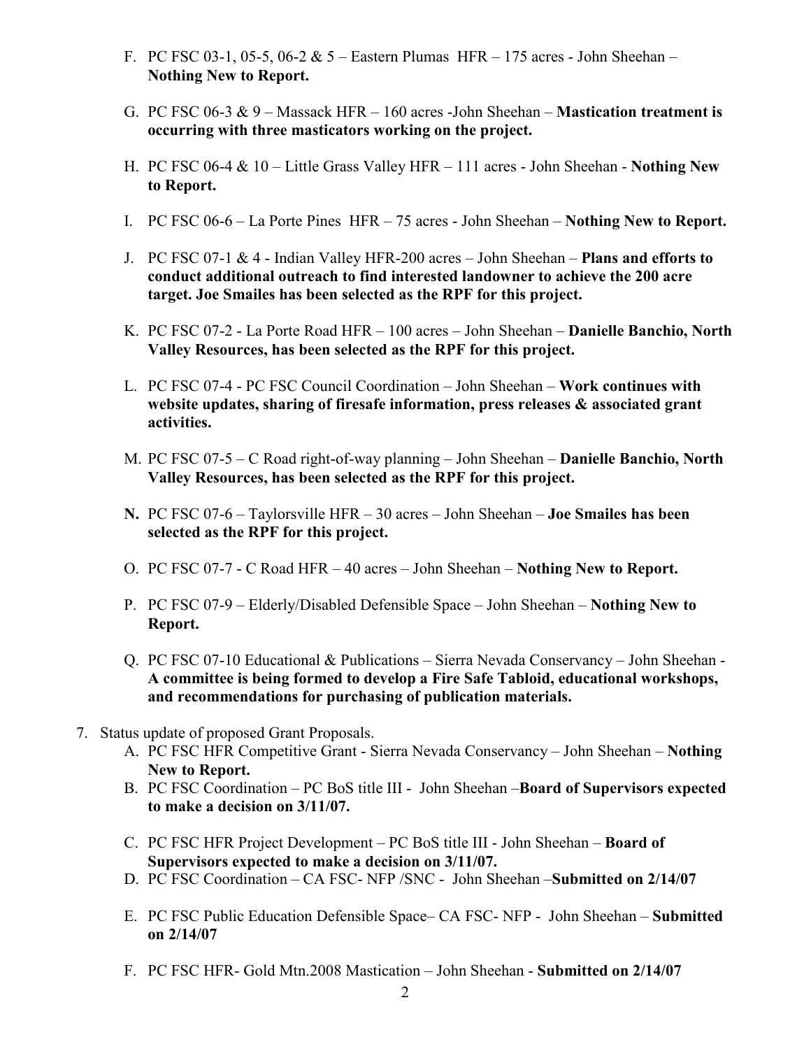F. PC FSC 03-1, 05-5, 06-2 & 5 – Eastern Plumas HFR – 175 acres - John Sheehan – **Nothing New to Report.**

G. PC FSC 06-3 & 9 – Massack HFR – 160 acres -John Sheehan – **Mastication treatment is occurring with three masticators working on the project.**

H. PC FSC 06-4 & 10 – Little Grass Valley HFR – 111 acres - John Sheehan - **Nothing New to Report.**

I. PC FSC 06-6 – La Porte Pines HFR – 75 acres - John Sheehan – **Nothing New to Report.**

J. PC FSC 07-1 & 4 - Indian Valley HFR-200 acres – John Sheehan – **Plans and efforts to conduct additional outreach to find interested landowner to achieve the 200 acre target. Joe Smailes has been selected as the RPF for this project.**

K. PC FSC 07-2 - La Porte Road HFR – 100 acres – John Sheehan – **Danielle Banchio, North Valley Resources, has been selected as the RPF for this project.**

L. PC FSC 07-4 - PC FSC Council Coordination – John Sheehan – **Work continues with website updates, sharing of firesafe information, press releases & associated grant activities.**

M. PC FSC 07-5 – C Road right-of-way planning – John Sheehan – **Danielle Banchio, North Valley Resources, has been selected as the RPF for this project.**

**N.** PC FSC 07-6 – Taylorsville HFR – 30 acres – John Sheehan – **Joe Smailes has been selected as the RPF for this project.**

O. PC FSC 07-7 - C Road HFR – 40 acres – John Sheehan – **Nothing New to Report.**

P. PC FSC 07-9 – Elderly/Disabled Defensible Space – John Sheehan – **Nothing New to Report.**

Q. PC FSC 07-10 Educational & Publications – Sierra Nevada Conservancy – John Sheehan - **A committee is being formed to develop a Fire Safe Tabloid, educational workshops, and recommendations for purchasing of publication materials.**

7. Status update of proposed Grant Proposals.
   A. PC FSC HFR Competitive Grant - Sierra Nevada Conservancy – John Sheehan – **Nothing New to Report.**
   B. PC FSC Coordination – PC BoS title III - John Sheehan –**Board of Supervisors expected to make a decision on 3/11/07.**
   C. PC FSC HFR Project Development – PC BoS title III - John Sheehan – **Board of Supervisors expected to make a decision on 3/11/07.**
   D. PC FSC Coordination – CA FSC- NFP /SNC - John Sheehan –**Submitted on 2/14/07**
   E. PC FSC Public Education Defensible Space– CA FSC- NFP - John Sheehan – **Submitted on 2/14/07**
   F. PC FSC HFR- Gold Mtn.2008 Mastication – John Sheehan - **Submitted on 2/14/07**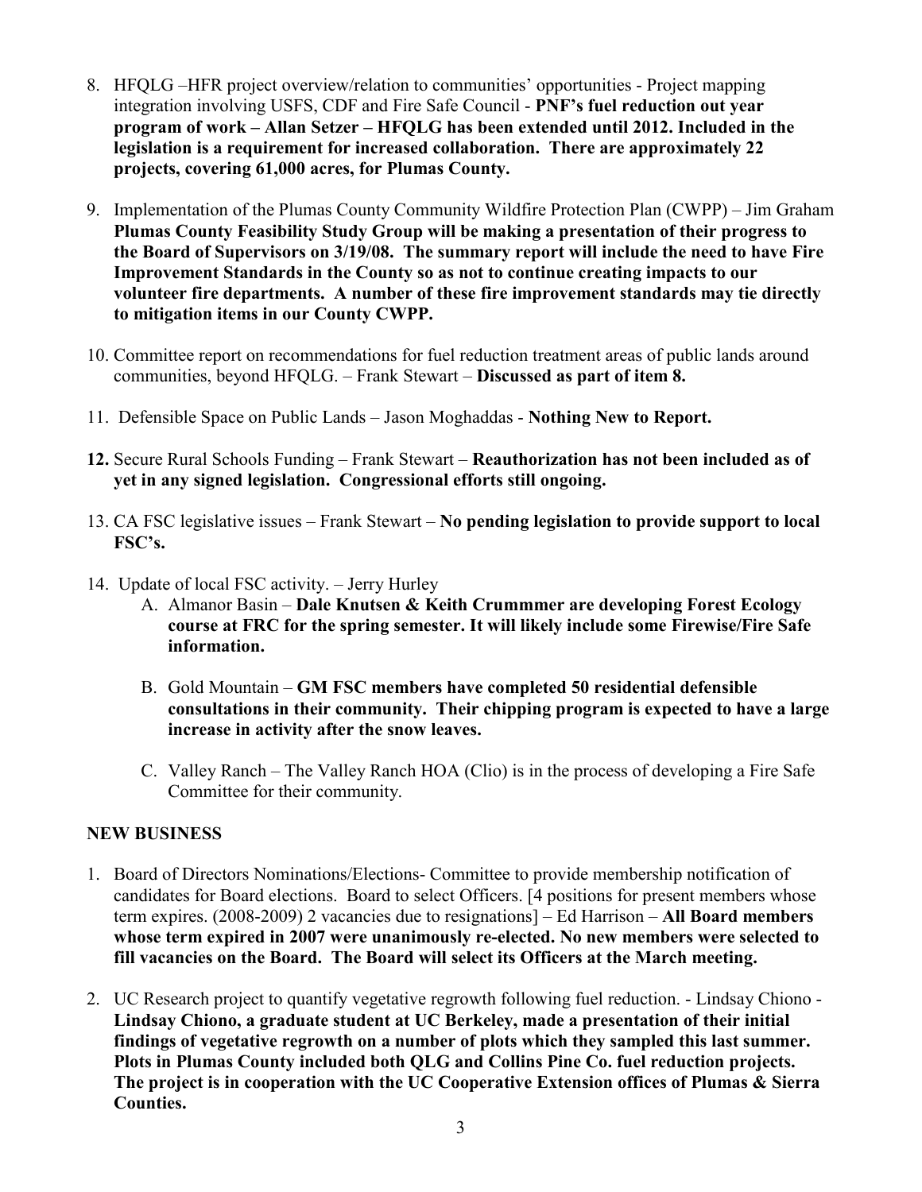8. HFQLG –HFR project overview/relation to communities' opportunities - Project mapping integration involving USFS, CDF and Fire Safe Council - **PNF's fuel reduction out year program of work – Allan Setzer – HFQLG has been extended until 2012. Included in the legislation is a requirement for increased collaboration. There are approximately 22 projects, covering 61,000 acres, for Plumas County.**

9. Implementation of the Plumas County Community Wildfire Protection Plan (CWPP) – Jim Graham **Plumas County Feasibility Study Group will be making a presentation of their progress to the Board of Supervisors on 3/19/08. The summary report will include the need to have Fire Improvement Standards in the County so as not to continue creating impacts to our volunteer fire departments. A number of these fire improvement standards may tie directly to mitigation items in our County CWPP.**

10. Committee report on recommendations for fuel reduction treatment areas of public lands around communities, beyond HFQLG. – Frank Stewart – **Discussed as part of item 8.**

11. Defensible Space on Public Lands – Jason Moghaddas - **Nothing New to Report.**

**12.** Secure Rural Schools Funding – Frank Stewart – **Reauthorization has not been included as of yet in any signed legislation. Congressional efforts still ongoing.**

13. CA FSC legislative issues – Frank Stewart – **No pending legislation to provide support to local FSC's.**

14. Update of local FSC activity. – Jerry Hurley
    A. Almanor Basin – **Dale Knutsen & Keith Crummmer are developing Forest Ecology course at FRC for the spring semester. It will likely include some Firewise/Fire Safe information.**

    B. Gold Mountain – **GM FSC members have completed 50 residential defensible consultations in their community. Their chipping program is expected to have a large increase in activity after the snow leaves.**

    C. Valley Ranch – The Valley Ranch HOA (Clio) is in the process of developing a Fire Safe Committee for their community.

**NEW BUSINESS**

1. Board of Directors Nominations/Elections- Committee to provide membership notification of candidates for Board elections. Board to select Officers. [4 positions for present members whose term expires. (2008-2009) 2 vacancies due to resignations] – Ed Harrison – **All Board members whose term expired in 2007 were unanimously re-elected. No new members were selected to fill vacancies on the Board. The Board will select its Officers at the March meeting.**

2. UC Research project to quantify vegetative regrowth following fuel reduction. - Lindsay Chiono - **Lindsay Chiono, a graduate student at UC Berkeley, made a presentation of their initial findings of vegetative regrowth on a number of plots which they sampled this last summer. Plots in Plumas County included both QLG and Collins Pine Co. fuel reduction projects. The project is in cooperation with the UC Cooperative Extension offices of Plumas & Sierra Counties.**